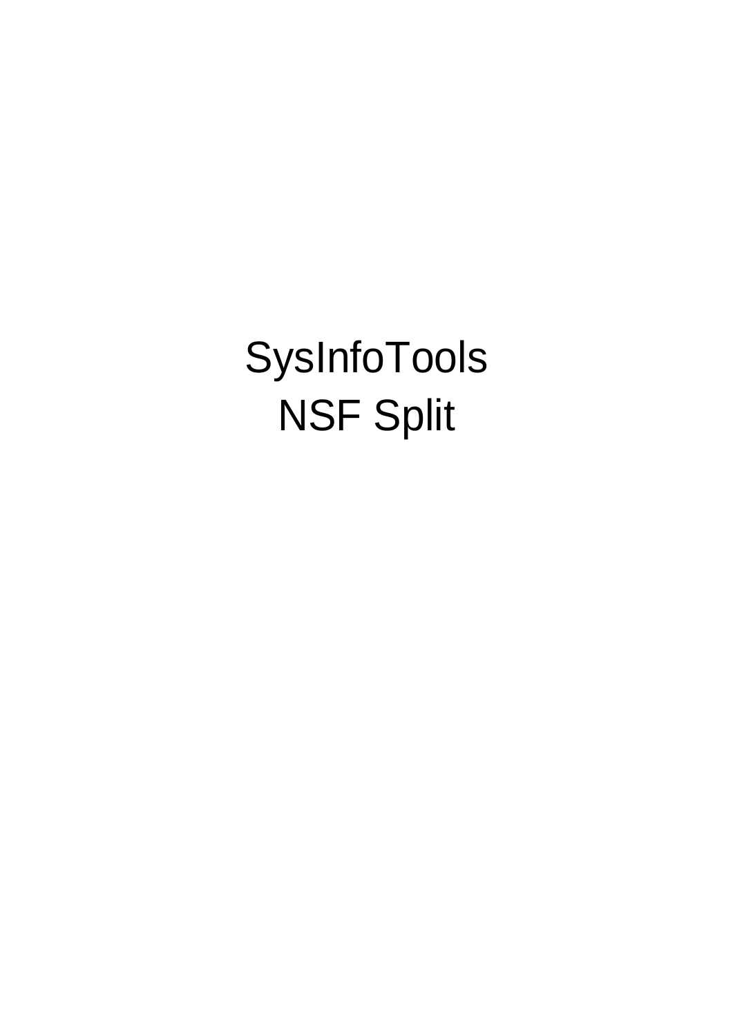# SysInfoTools
# NSF Split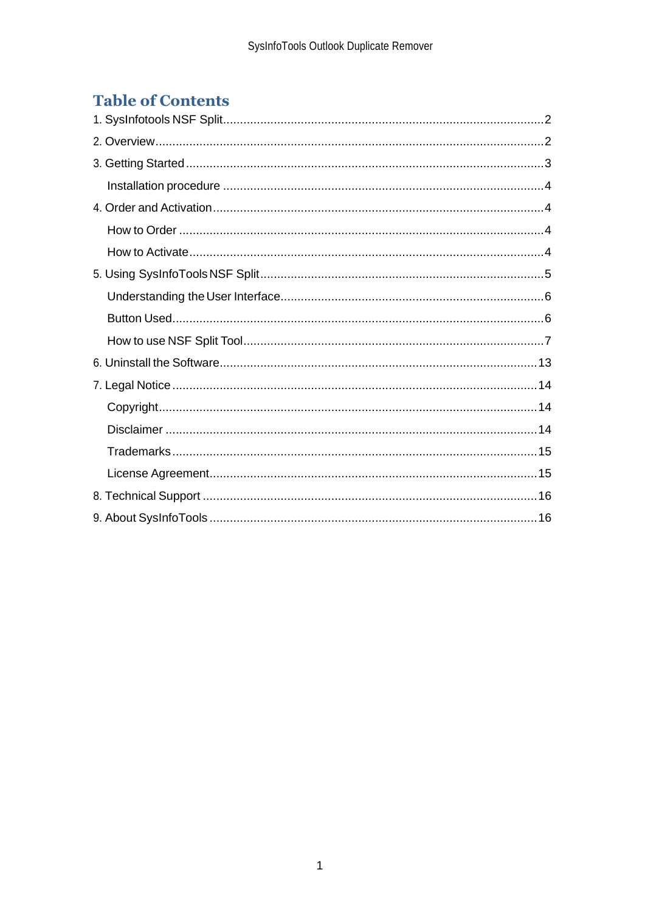# Table of Contents

1. SysInfotools NSF Split .......... 2
2. Overview .......... 2
3. Getting Started .......... 3
   - Installation procedure .......... 4
4. Order and Activation .......... 4
   - How to Order .......... 4
   - How to Activate .......... 4
5. Using SysInfoTools NSF Split .......... 5
   - Understanding the User Interface .......... 6
   - Button Used .......... 6
   - How to use NSF Split Tool .......... 7
6. Uninstall the Software .......... 13
7. Legal Notice .......... 14
   - Copyright .......... 14
   - Disclaimer .......... 14
   - Trademarks .......... 15
   - License Agreement .......... 15
8. Technical Support .......... 16
9. About SysInfoTools .......... 16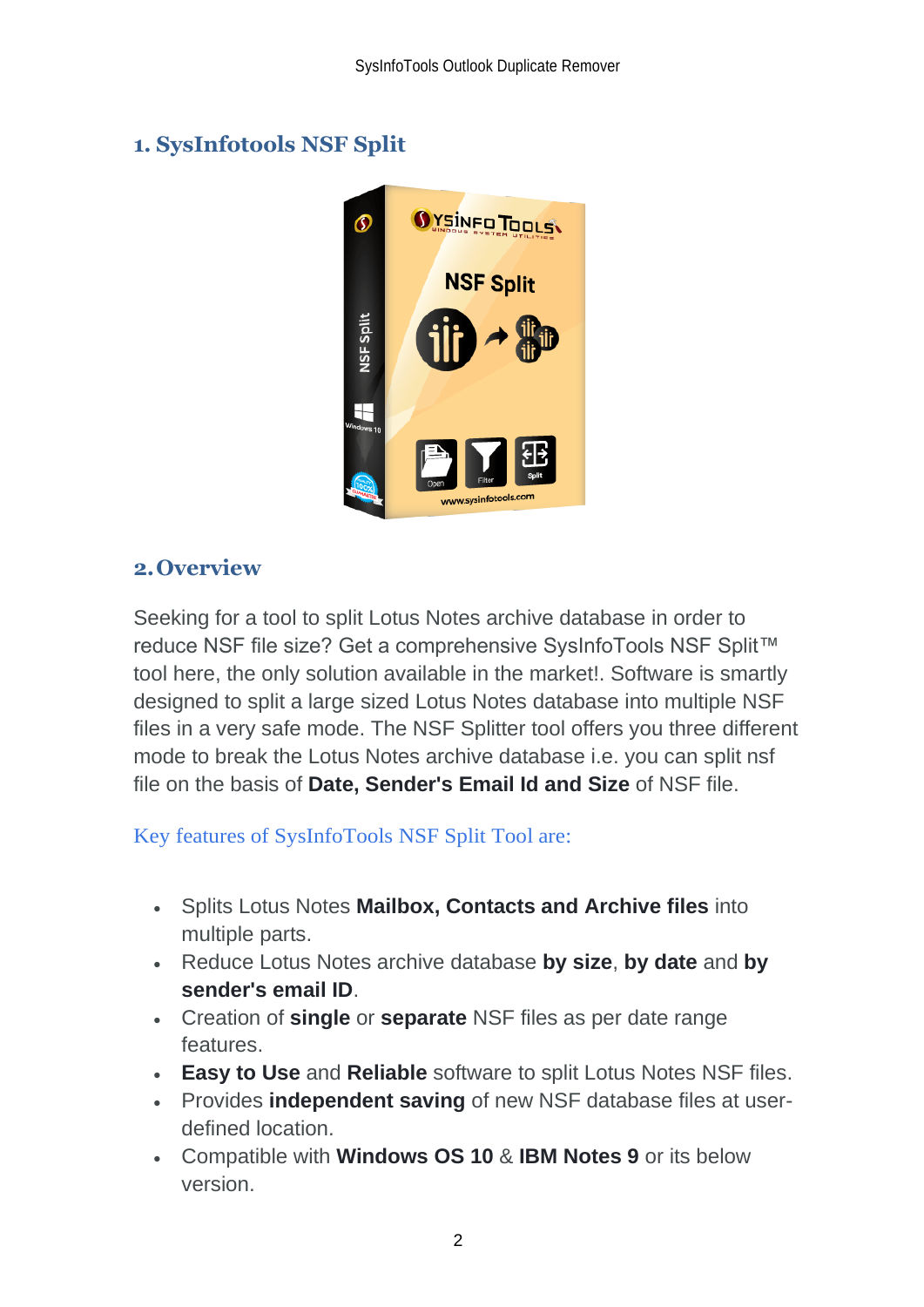## 1. SysInfotools NSF Split

## 2. Overview

Seeking for a tool to split Lotus Notes archive database in order to reduce NSF file size? Get a comprehensive SysInfoTools NSF Split™ tool here, the only solution available in the market!. Software is smartly designed to split a large sized Lotus Notes database into multiple NSF files in a very safe mode. The NSF Splitter tool offers you three different mode to break the Lotus Notes archive database i.e. you can split nsf file on the basis of **Date, Sender's Email Id and Size** of NSF file.

Key features of SysInfoTools NSF Split Tool are:

- Splits Lotus Notes **Mailbox, Contacts and Archive files** into multiple parts.
- Reduce Lotus Notes archive database **by size**, **by date** and **by sender's email ID**.
- Creation of **single** or **separate** NSF files as per date range features.
- **Easy to Use** and **Reliable** software to split Lotus Notes NSF files.
- Provides **independent saving** of new NSF database files at user-defined location.
- Compatible with **Windows OS 10** & **IBM Notes 9** or its below version.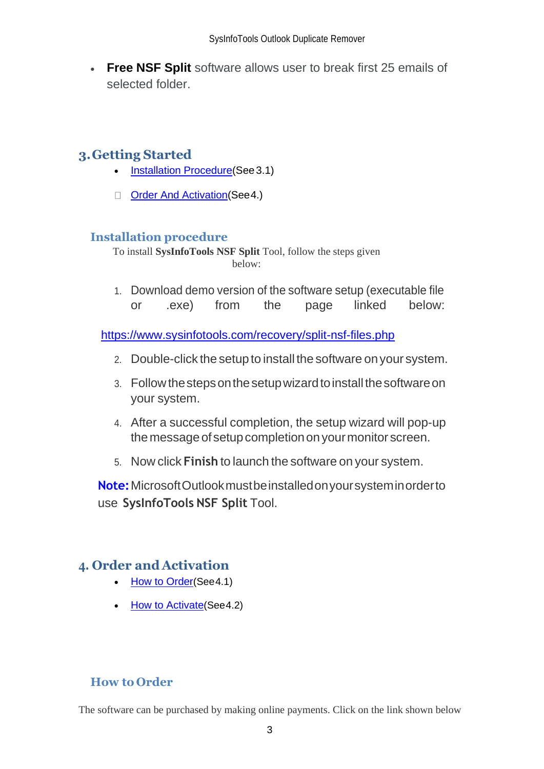- **Free NSF Split** software allows user to break first 25 emails of selected folder.

## 3. Getting Started

- Installation Procedure(See 3.1)
- Order And Activation(See 4.)

### Installation procedure

To install **SysInfoTools NSF Split** Tool, follow the steps given below:

1. Download demo version of the software setup (executable file or .exe) from the page linked below:

https://www.sysinfotools.com/recovery/split-nsf-files.php

2. Double-click the setup to install the software on your system.
3. Follow the steps on the setup wizard to install the software on your system.
4. After a successful completion, the setup wizard will pop-up the message of setup completion on your monitor screen.
5. Now click **Finish** to launch the software on your system.

**Note:** Microsoft Outlook must be installed on your system in order to use **SysInfoTools NSF Split** Tool.

## 4. Order and Activation

- How to Order(See 4.1)
- How to Activate(See 4.2)

### How to Order

The software can be purchased by making online payments. Click on the link shown below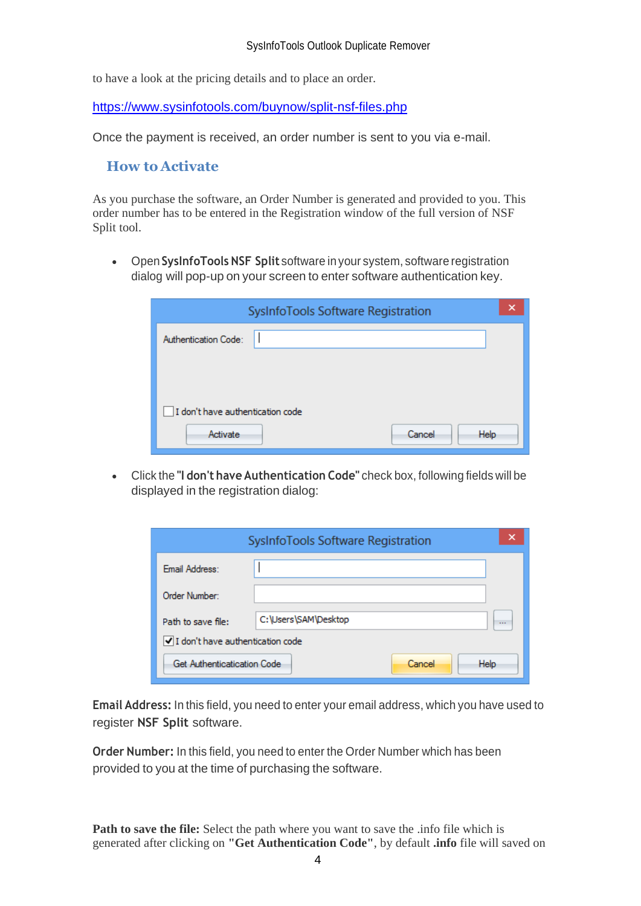to have a look at the pricing details and to place an order.

https://www.sysinfotools.com/buynow/split-nsf-files.php

Once the payment is received, an order number is sent to you via e-mail.

## How to Activate

As you purchase the software, an Order Number is generated and provided to you. This order number has to be entered in the Registration window of the full version of NSF Split tool.

- Open **SysInfoTools NSF Split** software in your system, software registration dialog will pop-up on your screen to enter software authentication key.

- Click the **"I don't have Authentication Code"** check box, following fields will be displayed in the registration dialog:

**Email Address:** In this field, you need to enter your email address, which you have used to register **NSF Split** software.

**Order Number:** In this field, you need to enter the Order Number which has been provided to you at the time of purchasing the software.

**Path to save the file:** Select the path where you want to save the .info file which is generated after clicking on **"Get Authentication Code"**, by default **.info** file will saved on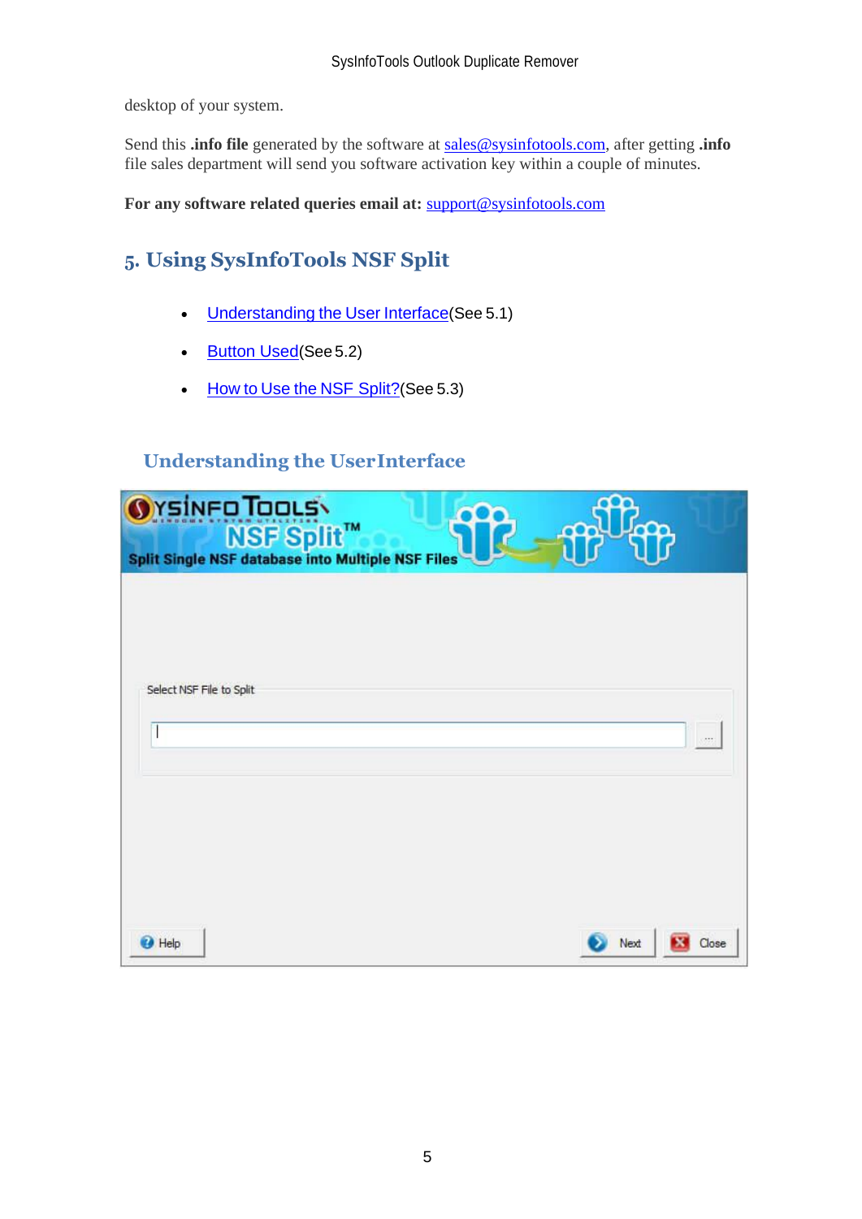desktop of your system.

Send this **.info file** generated by the software at sales@sysinfotools.com, after getting **.info** file sales department will send you software activation key within a couple of minutes.

**For any software related queries email at:** support@sysinfotools.com

## 5. Using SysInfoTools NSF Split

- Understanding the User Interface(See 5.1)
- Button Used(See 5.2)
- How to Use the NSF Split?(See 5.3)

### Understanding the UserInterface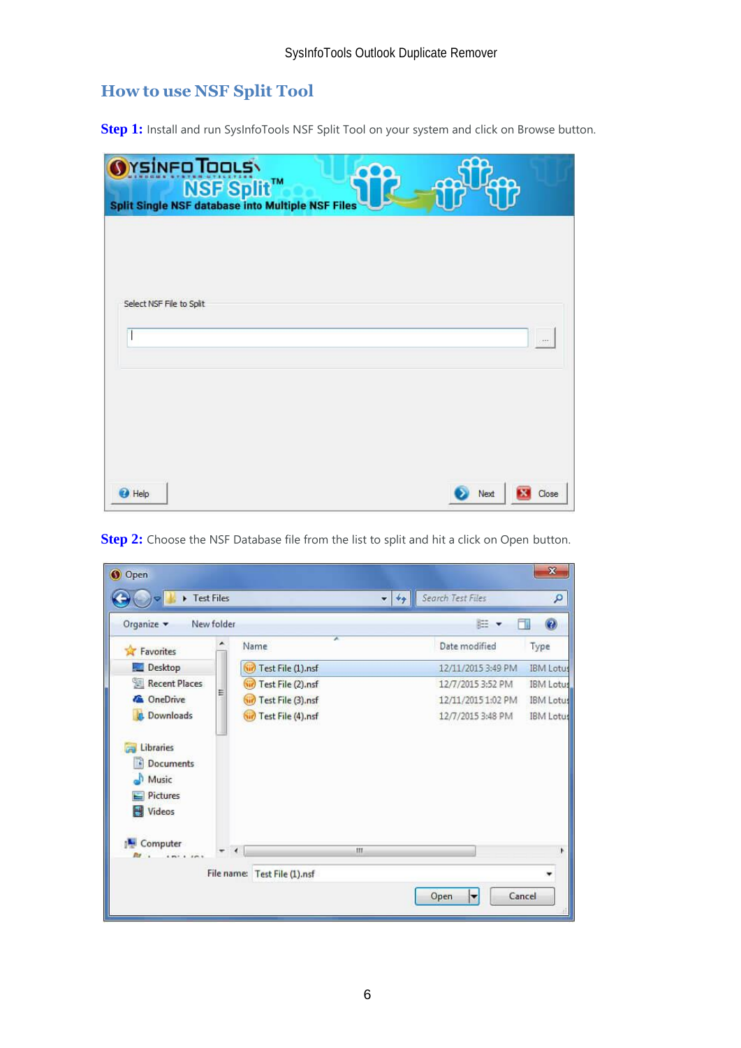## How to use NSF Split Tool

**Step 1:** Install and run SysInfoTools NSF Split Tool on your system and click on Browse button.

**Step 2:** Choose the NSF Database file from the list to split and hit a click on Open button.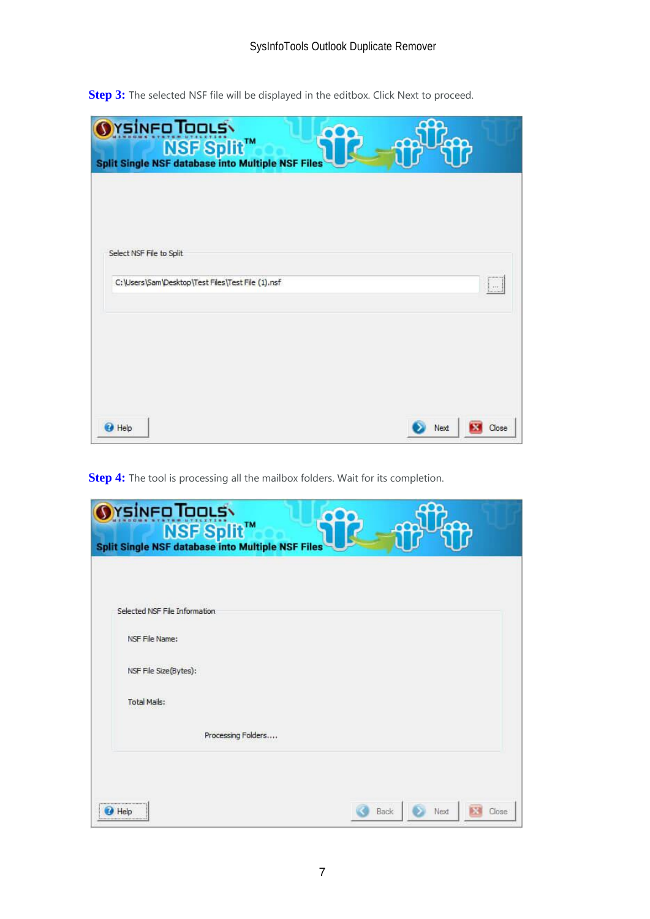**Step 3:** The selected NSF file will be displayed in the editbox. Click Next to proceed.

**Step 4:** The tool is processing all the mailbox folders. Wait for its completion.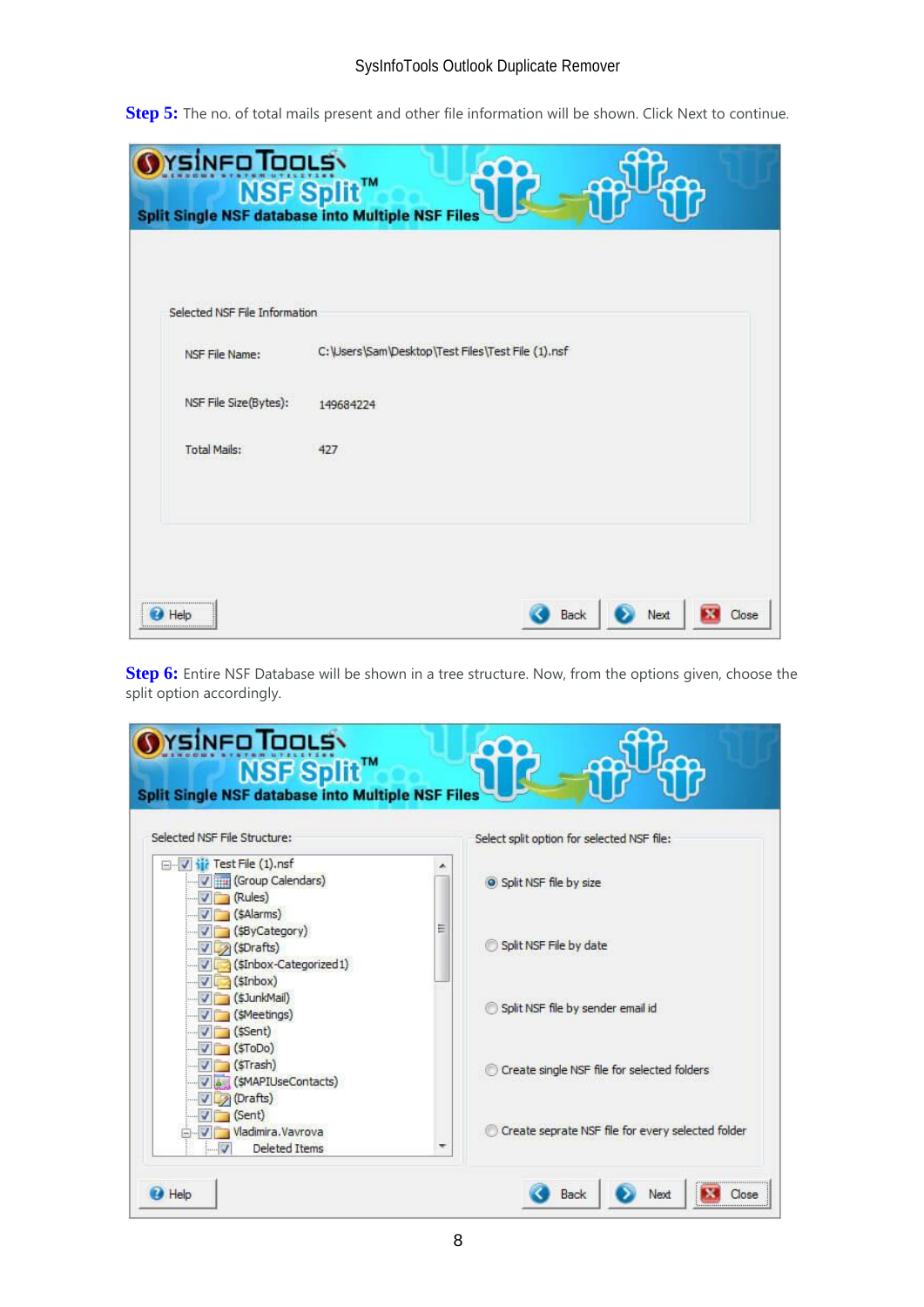**Step 5:** The no. of total mails present and other file information will be shown. Click Next to continue.

**Step 6:** Entire NSF Database will be shown in a tree structure. Now, from the options given, choose the split option accordingly.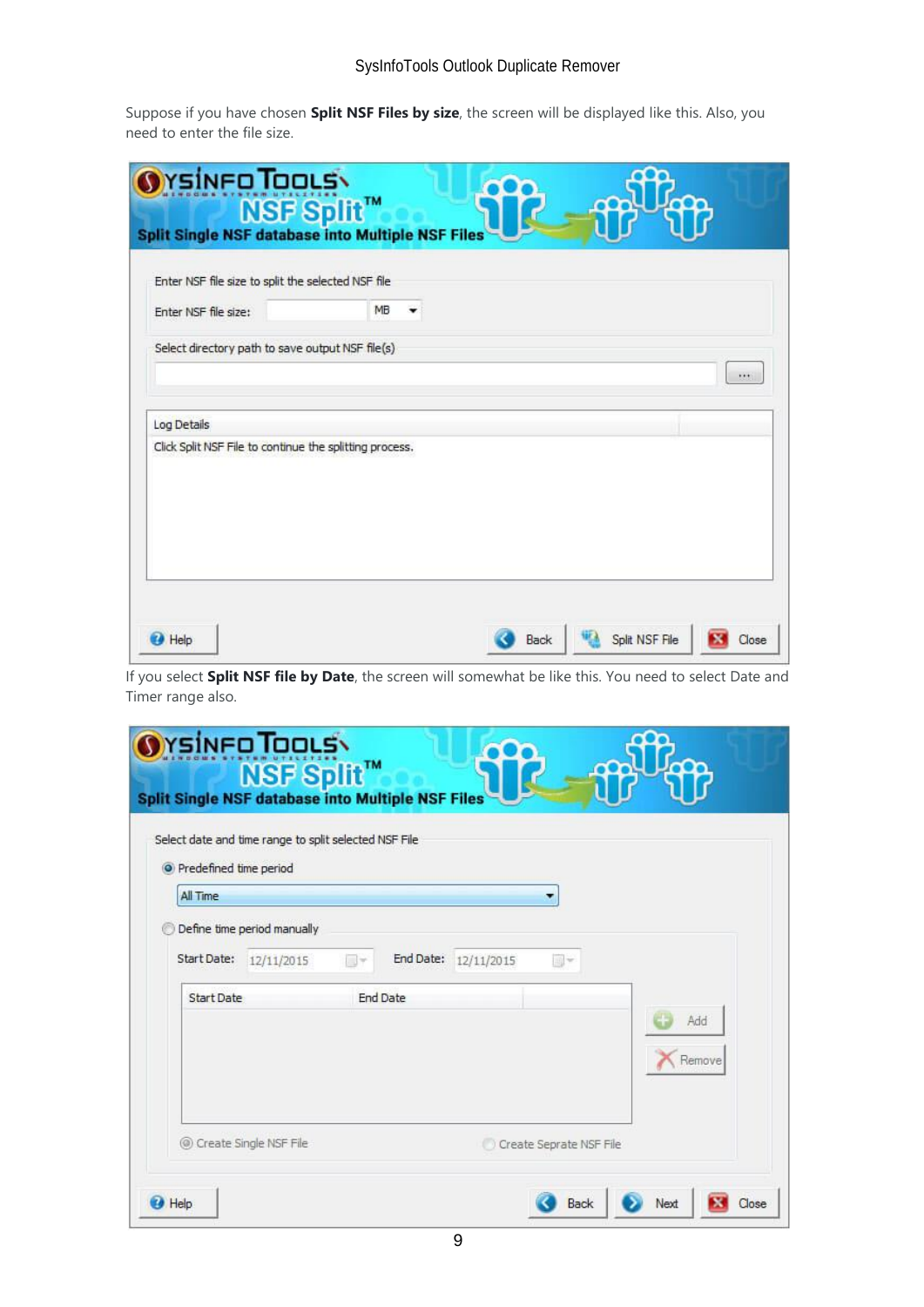Suppose if you have chosen **Split NSF Files by size**, the screen will be displayed like this. Also, you need to enter the file size.

If you select **Split NSF file by Date**, the screen will somewhat be like this. You need to select Date and Timer range also.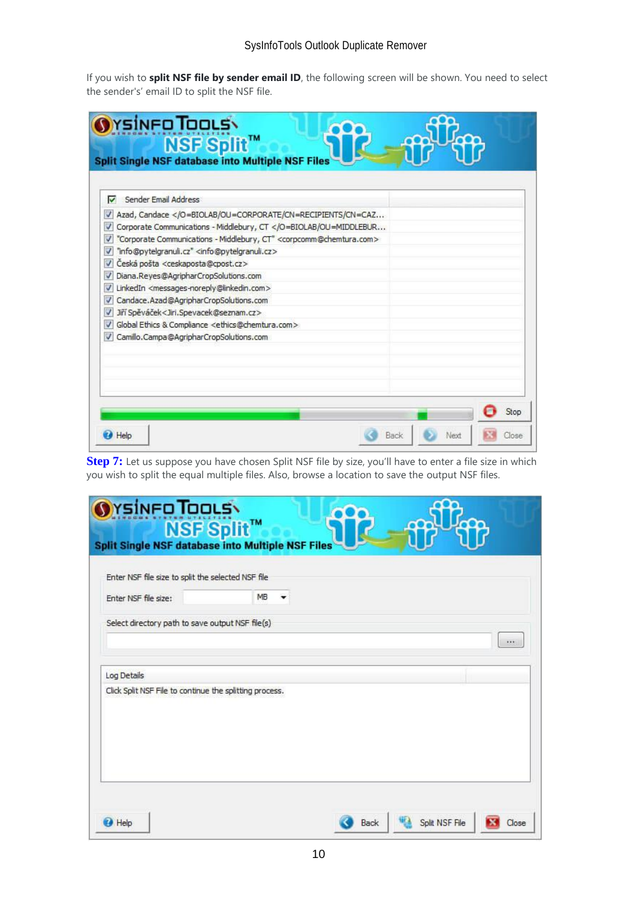If you wish to **split NSF file by sender email ID**, the following screen will be shown. You need to select the sender's' email ID to split the NSF file.

**Step 7:** Let us suppose you have chosen Split NSF file by size, you'll have to enter a file size in which you wish to split the equal multiple files. Also, browse a location to save the output NSF files.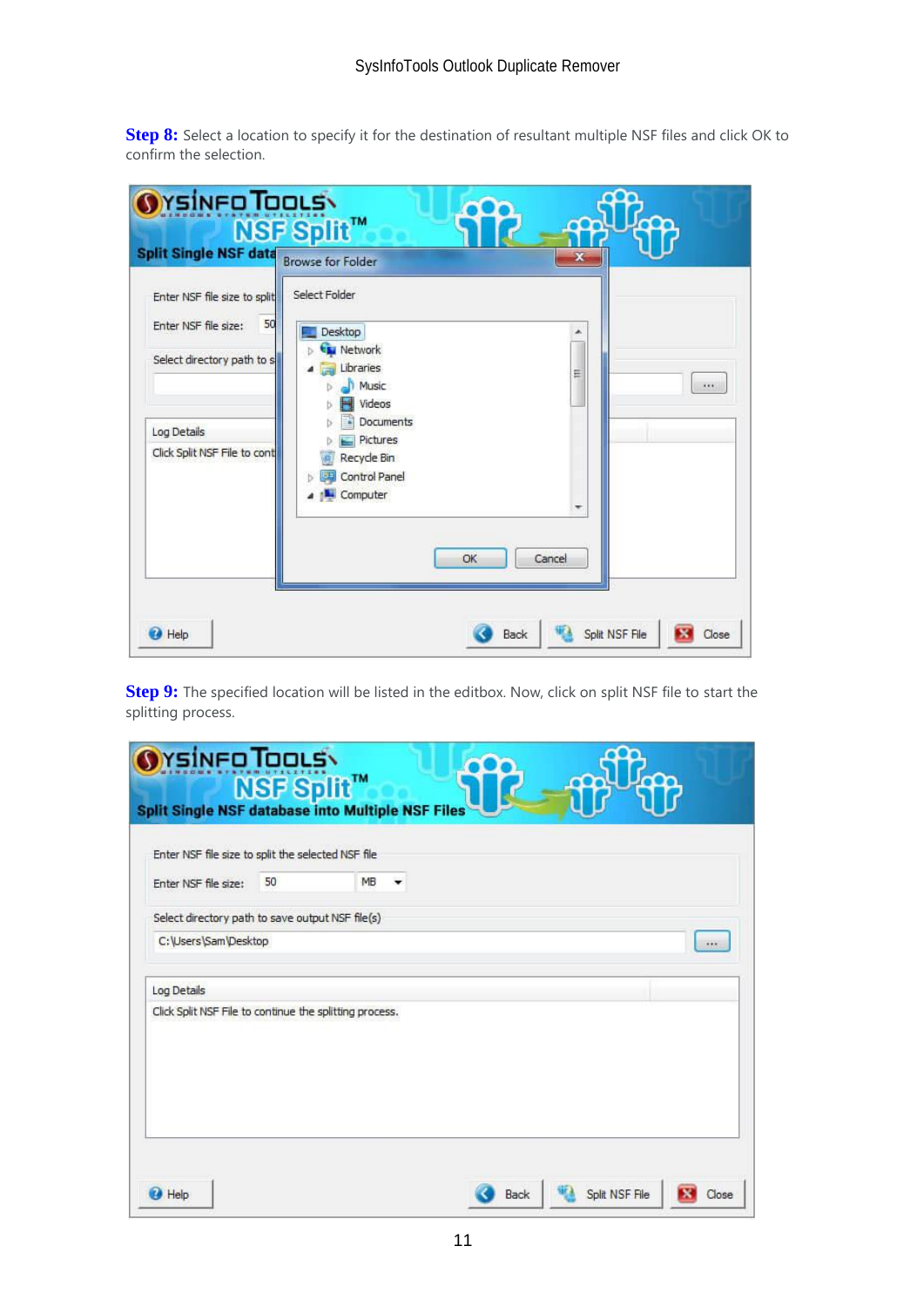**Step 8:** Select a location to specify it for the destination of resultant multiple NSF files and click OK to confirm the selection.

**Step 9:** The specified location will be listed in the editbox. Now, click on split NSF file to start the splitting process.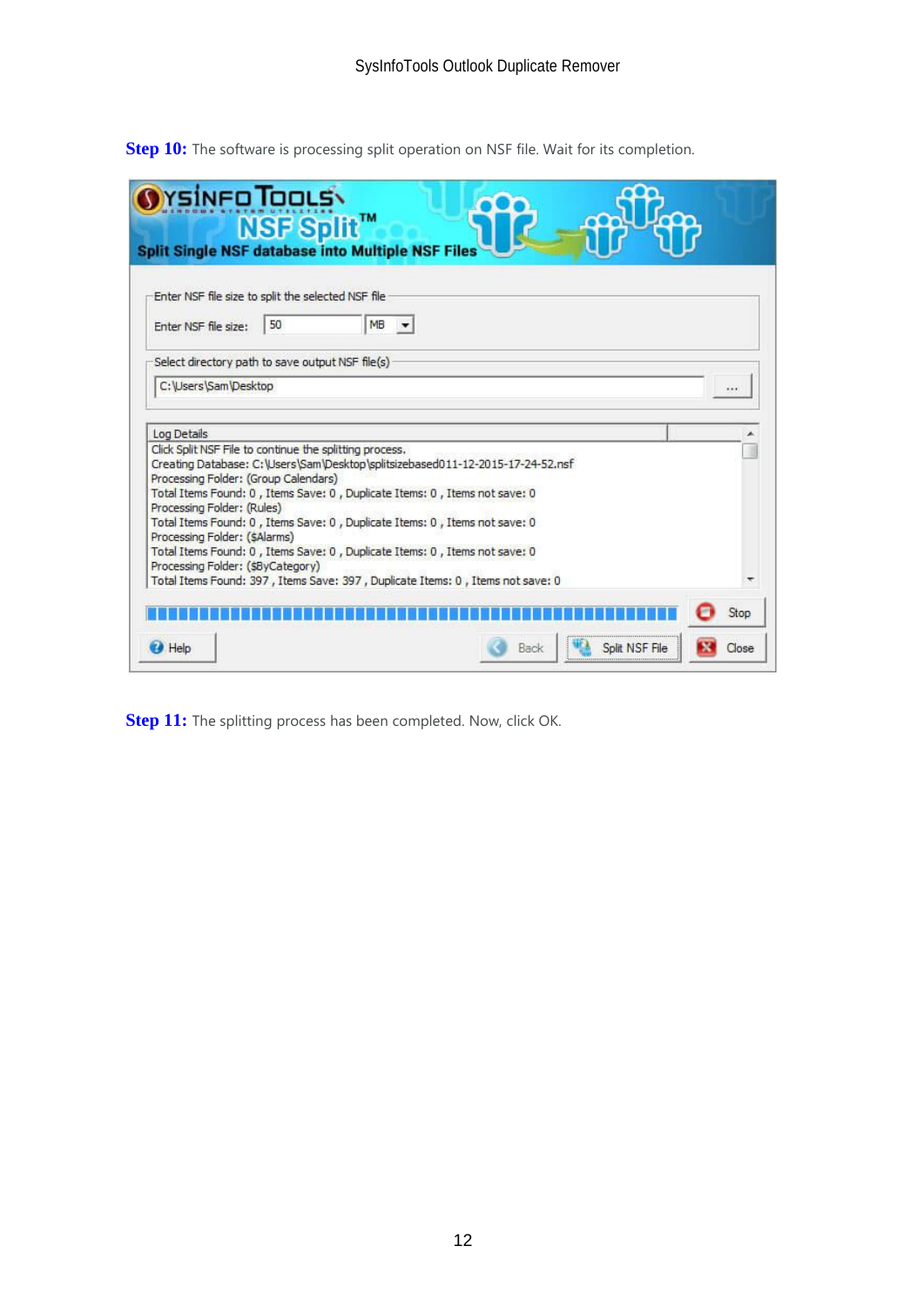**Step 10:** The software is processing split operation on NSF file. Wait for its completion.

**Step 11:** The splitting process has been completed. Now, click OK.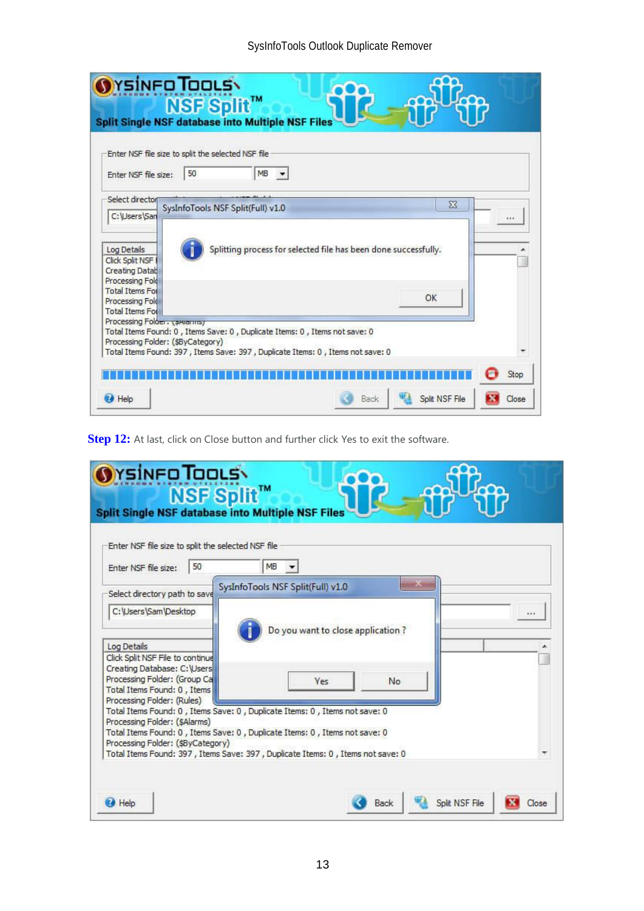**Step 12:** At last, click on Close button and further click Yes to exit the software.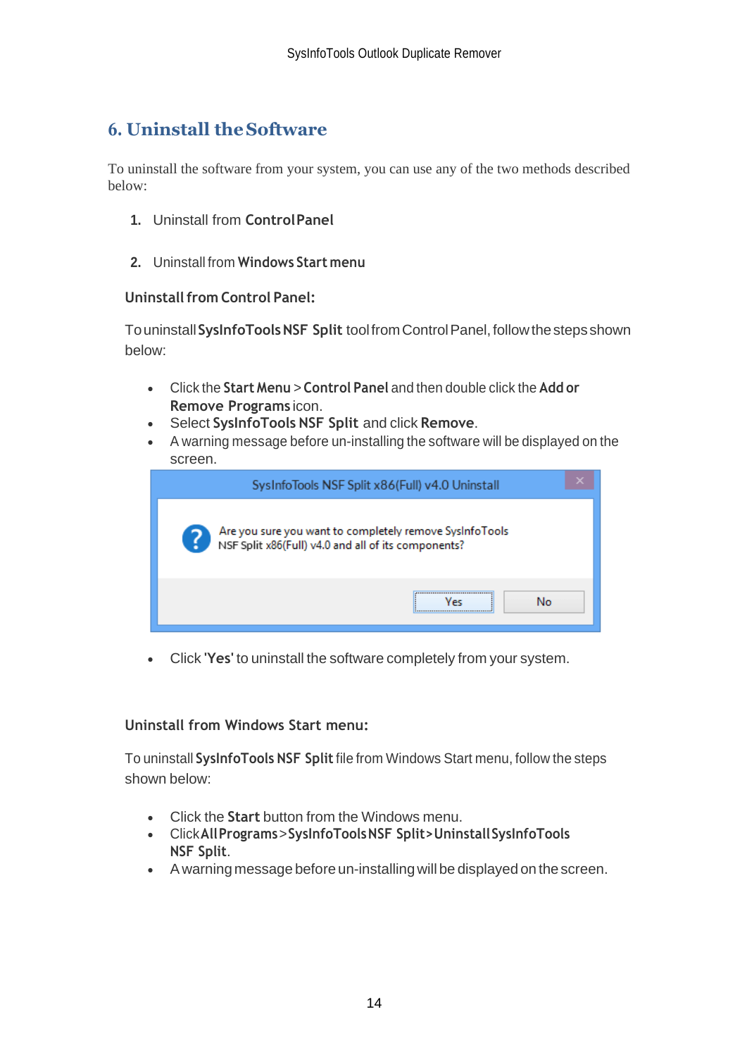## 6. Uninstall the Software

To uninstall the software from your system, you can use any of the two methods described below:

1. Uninstall from **Control Panel**
2. Uninstall from **Windows Start menu**

**Uninstall from Control Panel:**

To uninstall **SysInfoTools NSF Split** tool from Control Panel, follow the steps shown below:

- Click the **Start Menu** > **Control Panel** and then double click the **Add or Remove Programs** icon.
- Select **SysInfoTools NSF Split** and click **Remove**.
- A warning message before un-installing the software will be displayed on the screen.

- Click '**Yes**' to uninstall the software completely from your system.

**Uninstall from Windows Start menu:**

To uninstall **SysInfoTools NSF Split** file from Windows Start menu, follow the steps shown below:

- Click the **Start** button from the Windows menu.
- Click **All Programs** > **SysInfoTools NSF Split** > **Uninstall SysInfoTools NSF Split**.
- A warning message before un-installing will be displayed on the screen.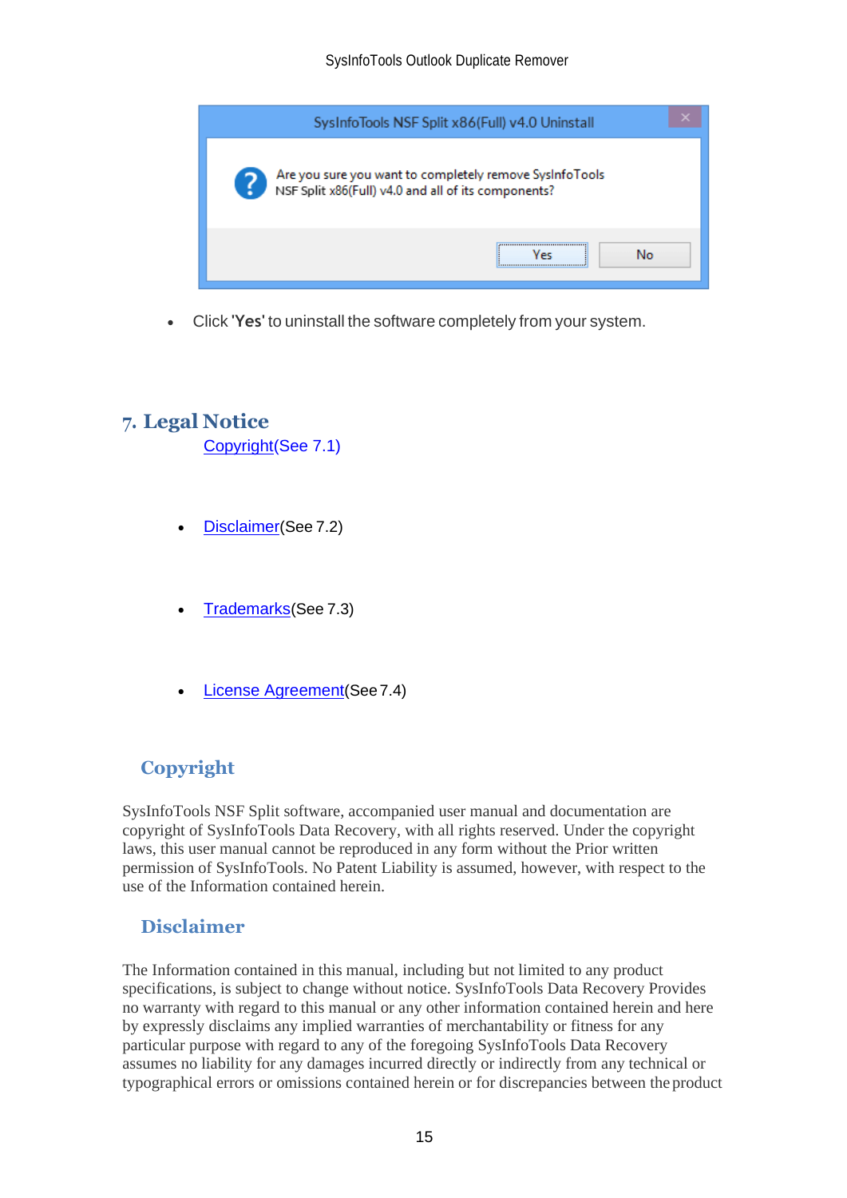- Click '**Yes**' to uninstall the software completely from your system.

# 7. Legal Notice

Copyright(See 7.1)

- Disclaimer(See 7.2)
- Trademarks(See 7.3)
- License Agreement(See 7.4)

## Copyright

SysInfoTools NSF Split software, accompanied user manual and documentation are copyright of SysInfoTools Data Recovery, with all rights reserved. Under the copyright laws, this user manual cannot be reproduced in any form without the Prior written permission of SysInfoTools. No Patent Liability is assumed, however, with respect to the use of the Information contained herein.

## Disclaimer

The Information contained in this manual, including but not limited to any product specifications, is subject to change without notice. SysInfoTools Data Recovery Provides no warranty with regard to this manual or any other information contained herein and here by expressly disclaims any implied warranties of merchantability or fitness for any particular purpose with regard to any of the foregoing SysInfoTools Data Recovery assumes no liability for any damages incurred directly or indirectly from any technical or typographical errors or omissions contained herein or for discrepancies between the product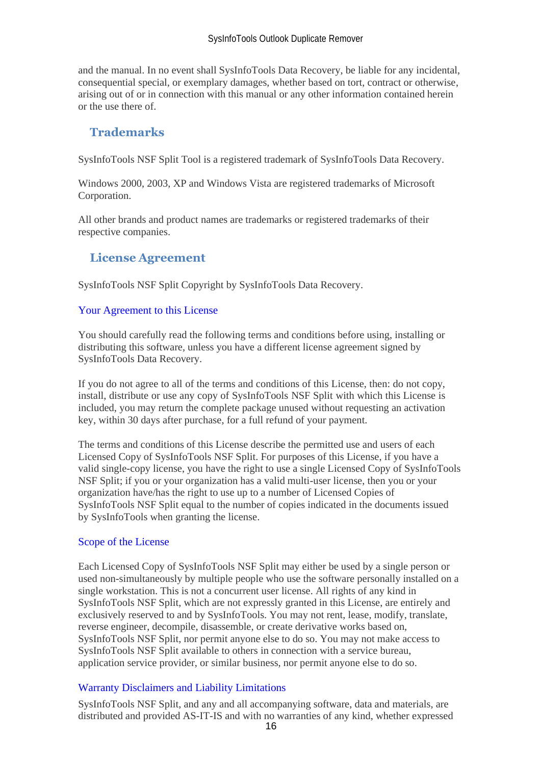and the manual. In no event shall SysInfoTools Data Recovery, be liable for any incidental, consequential special, or exemplary damages, whether based on tort, contract or otherwise, arising out of or in connection with this manual or any other information contained herein or the use there of.

## Trademarks

SysInfoTools NSF Split Tool is a registered trademark of SysInfoTools Data Recovery.

Windows 2000, 2003, XP and Windows Vista are registered trademarks of Microsoft Corporation.

All other brands and product names are trademarks or registered trademarks of their respective companies.

## License Agreement

SysInfoTools NSF Split Copyright by SysInfoTools Data Recovery.

### Your Agreement to this License

You should carefully read the following terms and conditions before using, installing or distributing this software, unless you have a different license agreement signed by SysInfoTools Data Recovery.

If you do not agree to all of the terms and conditions of this License, then: do not copy, install, distribute or use any copy of SysInfoTools NSF Split with which this License is included, you may return the complete package unused without requesting an activation key, within 30 days after purchase, for a full refund of your payment.

The terms and conditions of this License describe the permitted use and users of each Licensed Copy of SysInfoTools NSF Split. For purposes of this License, if you have a valid single-copy license, you have the right to use a single Licensed Copy of SysInfoTools NSF Split; if you or your organization has a valid multi-user license, then you or your organization have/has the right to use up to a number of Licensed Copies of SysInfoTools NSF Split equal to the number of copies indicated in the documents issued by SysInfoTools when granting the license.

### Scope of the License

Each Licensed Copy of SysInfoTools NSF Split may either be used by a single person or used non-simultaneously by multiple people who use the software personally installed on a single workstation. This is not a concurrent user license. All rights of any kind in SysInfoTools NSF Split, which are not expressly granted in this License, are entirely and exclusively reserved to and by SysInfoTools. You may not rent, lease, modify, translate, reverse engineer, decompile, disassemble, or create derivative works based on, SysInfoTools NSF Split, nor permit anyone else to do so. You may not make access to SysInfoTools NSF Split available to others in connection with a service bureau, application service provider, or similar business, nor permit anyone else to do so.

### Warranty Disclaimers and Liability Limitations

SysInfoTools NSF Split, and any and all accompanying software, data and materials, are distributed and provided AS-IT-IS and with no warranties of any kind, whether expressed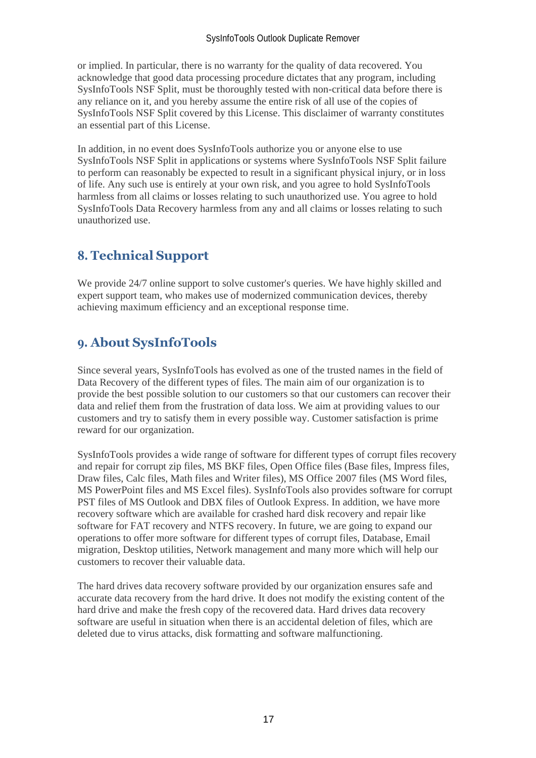or implied. In particular, there is no warranty for the quality of data recovered. You acknowledge that good data processing procedure dictates that any program, including SysInfoTools NSF Split, must be thoroughly tested with non-critical data before there is any reliance on it, and you hereby assume the entire risk of all use of the copies of SysInfoTools NSF Split covered by this License. This disclaimer of warranty constitutes an essential part of this License.

In addition, in no event does SysInfoTools authorize you or anyone else to use SysInfoTools NSF Split in applications or systems where SysInfoTools NSF Split failure to perform can reasonably be expected to result in a significant physical injury, or in loss of life. Any such use is entirely at your own risk, and you agree to hold SysInfoTools harmless from all claims or losses relating to such unauthorized use. You agree to hold SysInfoTools Data Recovery harmless from any and all claims or losses relating to such unauthorized use.

## 8. Technical Support

We provide 24/7 online support to solve customer's queries. We have highly skilled and expert support team, who makes use of modernized communication devices, thereby achieving maximum efficiency and an exceptional response time.

## 9. About SysInfoTools

Since several years, SysInfoTools has evolved as one of the trusted names in the field of Data Recovery of the different types of files. The main aim of our organization is to provide the best possible solution to our customers so that our customers can recover their data and relief them from the frustration of data loss. We aim at providing values to our customers and try to satisfy them in every possible way. Customer satisfaction is prime reward for our organization.

SysInfoTools provides a wide range of software for different types of corrupt files recovery and repair for corrupt zip files, MS BKF files, Open Office files (Base files, Impress files, Draw files, Calc files, Math files and Writer files), MS Office 2007 files (MS Word files, MS PowerPoint files and MS Excel files). SysInfoTools also provides software for corrupt PST files of MS Outlook and DBX files of Outlook Express. In addition, we have more recovery software which are available for crashed hard disk recovery and repair like software for FAT recovery and NTFS recovery. In future, we are going to expand our operations to offer more software for different types of corrupt files, Database, Email migration, Desktop utilities, Network management and many more which will help our customers to recover their valuable data.

The hard drives data recovery software provided by our organization ensures safe and accurate data recovery from the hard drive. It does not modify the existing content of the hard drive and make the fresh copy of the recovered data. Hard drives data recovery software are useful in situation when there is an accidental deletion of files, which are deleted due to virus attacks, disk formatting and software malfunctioning.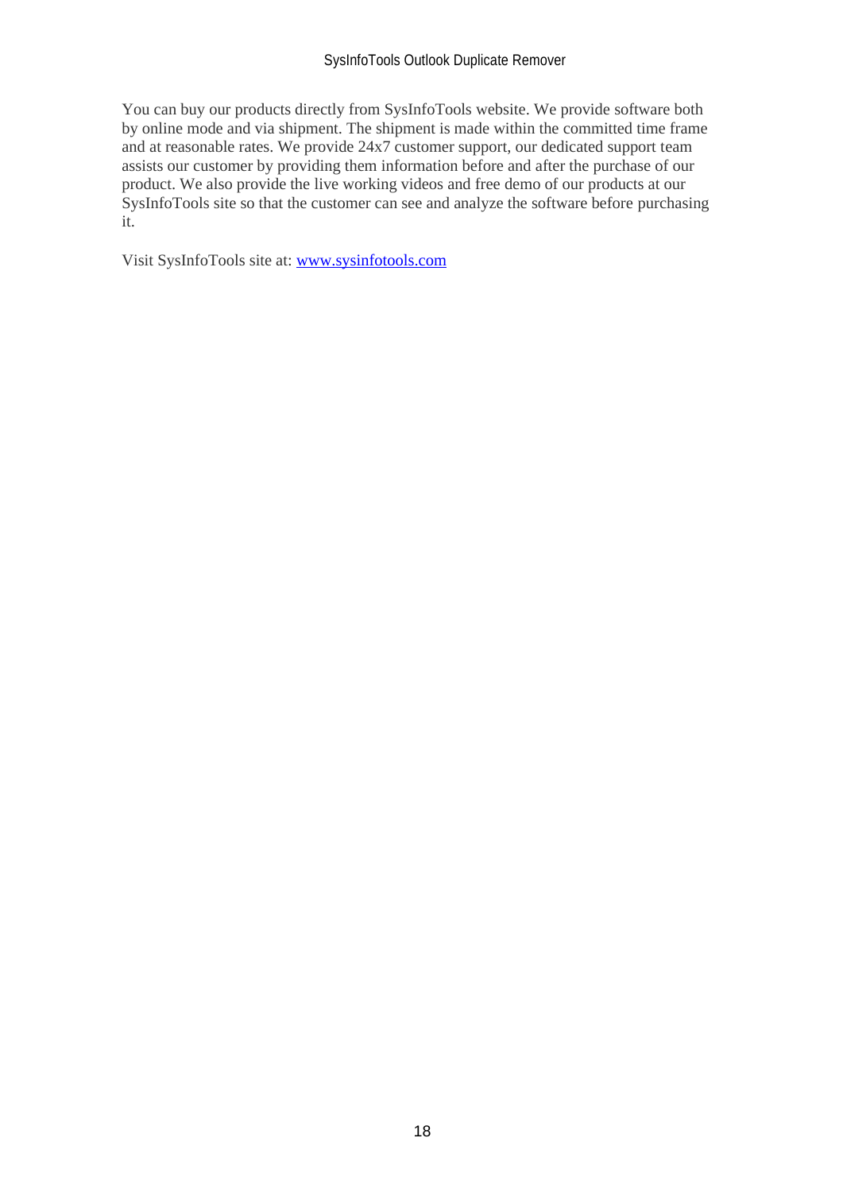You can buy our products directly from SysInfoTools website. We provide software both by online mode and via shipment. The shipment is made within the committed time frame and at reasonable rates. We provide 24x7 customer support, our dedicated support team assists our customer by providing them information before and after the purchase of our product. We also provide the live working videos and free demo of our products at our SysInfoTools site so that the customer can see and analyze the software before purchasing it.

Visit SysInfoTools site at: [www.sysinfotools.com](http://www.sysinfotools.com)